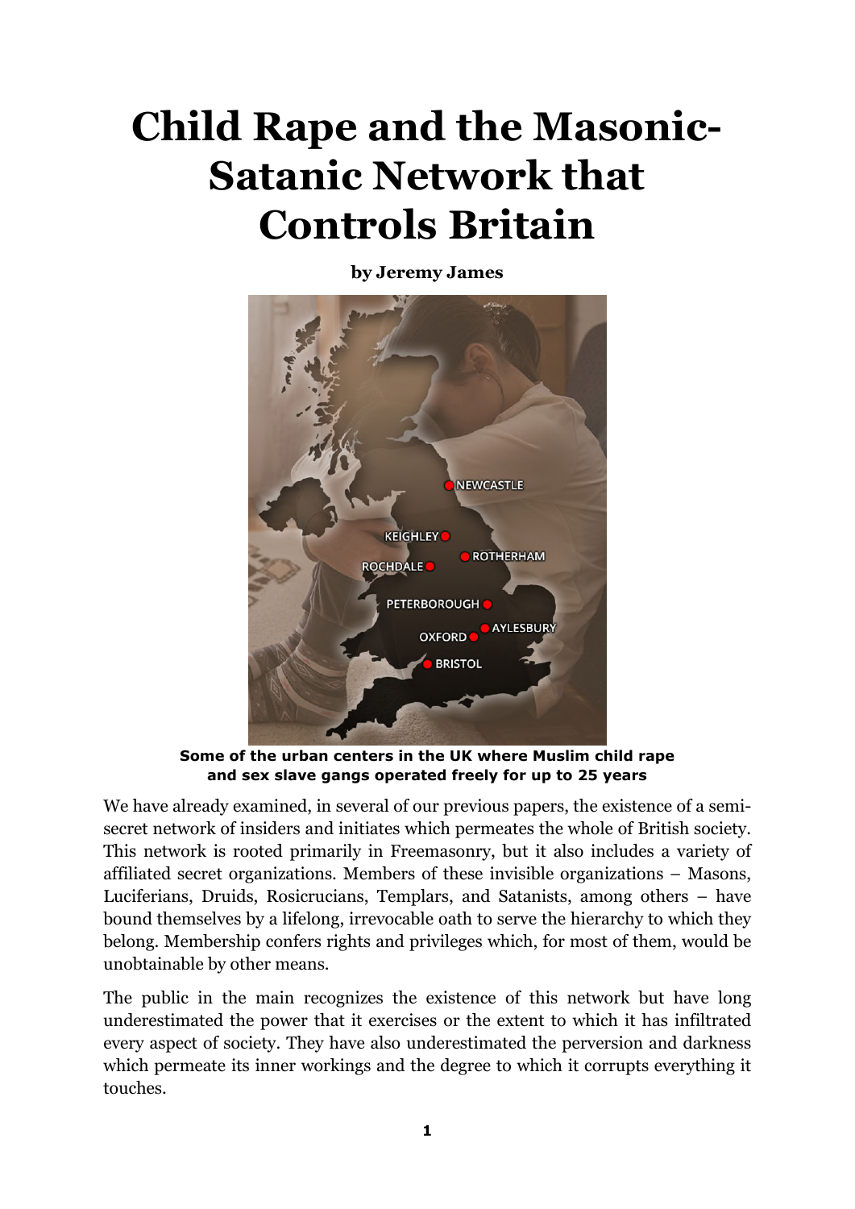# Child Rape and the Masonic-Satanic Network that Controls Britain

**by Jeremy James**

**Some of the urban centers in the UK where Muslim child rape and sex slave gangs operated freely for up to 25 years**

We have already examined, in several of our previous papers, the existence of a semi-secret network of insiders and initiates which permeates the whole of British society. This network is rooted primarily in Freemasonry, but it also includes a variety of affiliated secret organizations. Members of these invisible organizations – Masons, Luciferians, Druids, Rosicrucians, Templars, and Satanists, among others – have bound themselves by a lifelong, irrevocable oath to serve the hierarchy to which they belong. Membership confers rights and privileges which, for most of them, would be unobtainable by other means.

The public in the main recognizes the existence of this network but have long underestimated the power that it exercises or the extent to which it has infiltrated every aspect of society. They have also underestimated the perversion and darkness which permeate its inner workings and the degree to which it corrupts everything it touches.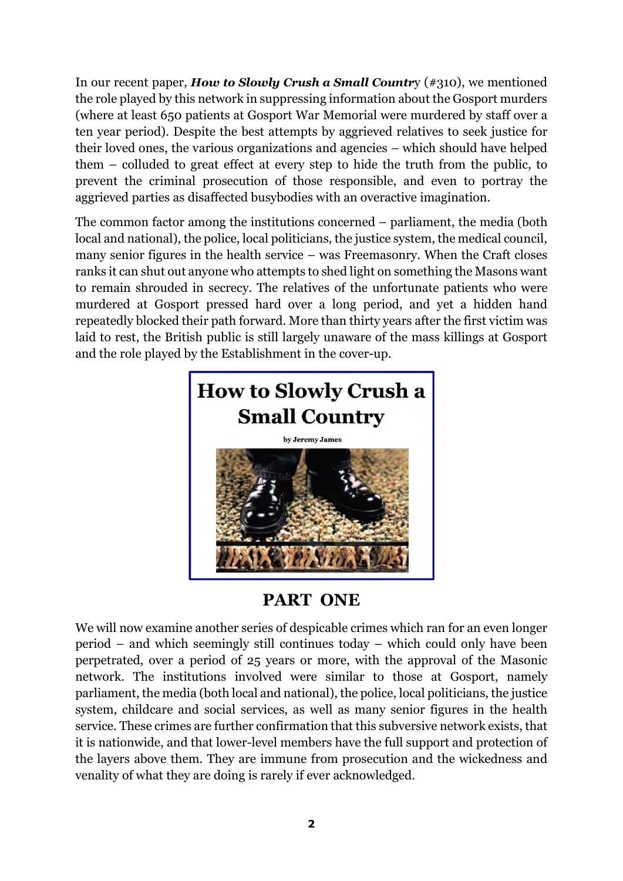In our recent paper, ***How to Slowly Crush a Small Countr***y (#310), we mentioned the role played by this network in suppressing information about the Gosport murders (where at least 650 patients at Gosport War Memorial were murdered by staff over a ten year period). Despite the best attempts by aggrieved relatives to seek justice for their loved ones, the various organizations and agencies – which should have helped them – colluded to great effect at every step to hide the truth from the public, to prevent the criminal prosecution of those responsible, and even to portray the aggrieved parties as disaffected busybodies with an overactive imagination.

The common factor among the institutions concerned – parliament, the media (both local and national), the police, local politicians, the justice system, the medical council, many senior figures in the health service – was Freemasonry. When the Craft closes ranks it can shut out anyone who attempts to shed light on something the Masons want to remain shrouded in secrecy. The relatives of the unfortunate patients who were murdered at Gosport pressed hard over a long period, and yet a hidden hand repeatedly blocked their path forward. More than thirty years after the first victim was laid to rest, the British public is still largely unaware of the mass killings at Gosport and the role played by the Establishment in the cover-up.

## PART ONE

We will now examine another series of despicable crimes which ran for an even longer period – and which seemingly still continues today – which could only have been perpetrated, over a period of 25 years or more, with the approval of the Masonic network. The institutions involved were similar to those at Gosport, namely parliament, the media (both local and national), the police, local politicians, the justice system, childcare and social services, as well as many senior figures in the health service. These crimes are further confirmation that this subversive network exists, that it is nationwide, and that lower-level members have the full support and protection of the layers above them. They are immune from prosecution and the wickedness and venality of what they are doing is rarely if ever acknowledged.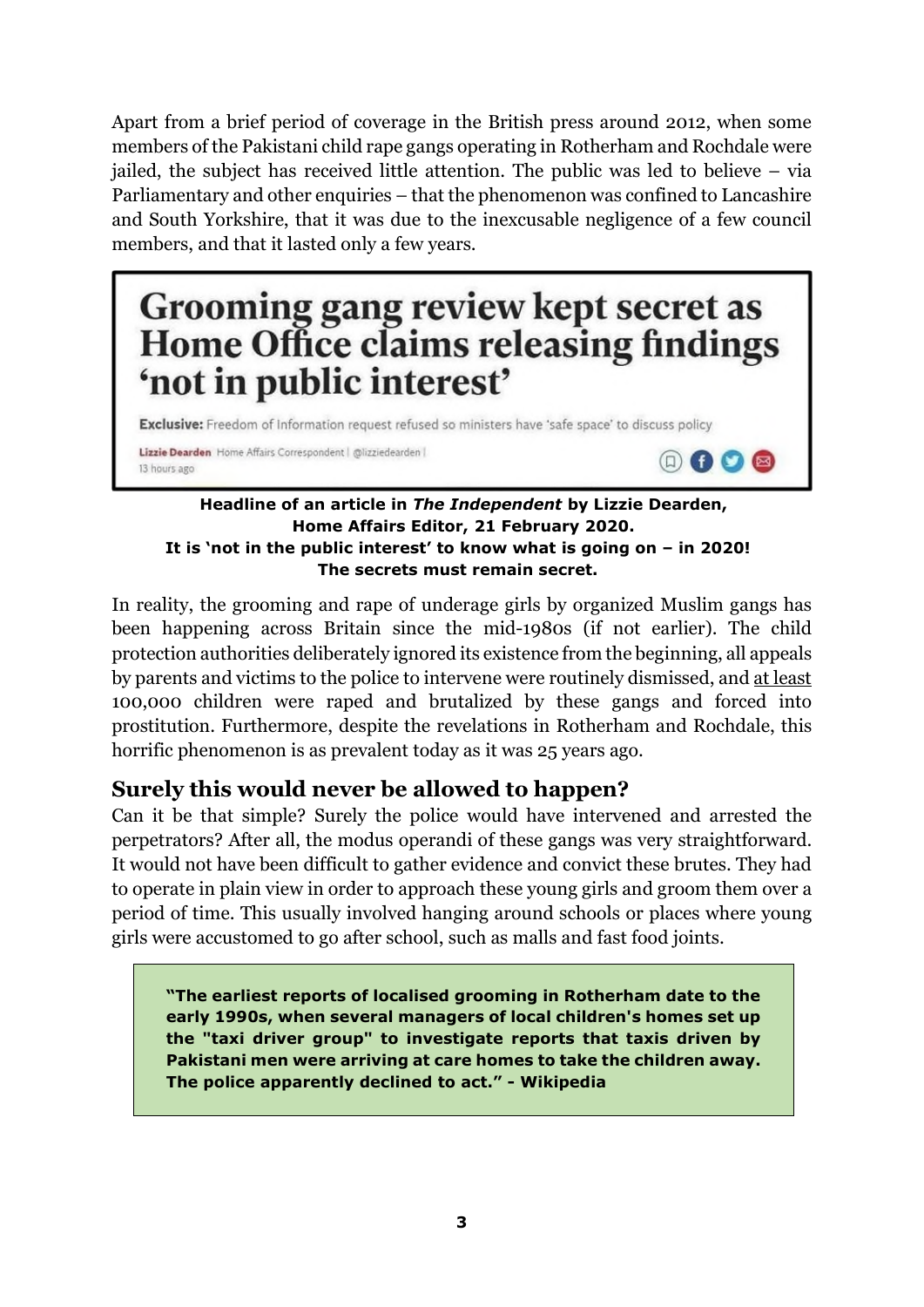Apart from a brief period of coverage in the British press around 2012, when some members of the Pakistani child rape gangs operating in Rotherham and Rochdale were jailed, the subject has received little attention. The public was led to believe – via Parliamentary and other enquiries – that the phenomenon was confined to Lancashire and South Yorkshire, that it was due to the inexcusable negligence of a few council members, and that it lasted only a few years.

> **Grooming gang review kept secret as Home Office claims releasing findings 'not in public interest'**
>
> **Exclusive:** Freedom of Information request refused so ministers have 'safe space' to discuss policy
>
> **Lizzie Dearden** Home Affairs Correspondent | @lizziedearden |
> 13 hours ago

**Headline of an article in *The Independent* by Lizzie Dearden, Home Affairs Editor, 21 February 2020.**
**It is 'not in the public interest' to know what is going on – in 2020!**
**The secrets must remain secret.**

In reality, the grooming and rape of underage girls by organized Muslim gangs has been happening across Britain since the mid-1980s (if not earlier). The child protection authorities deliberately ignored its existence from the beginning, all appeals by parents and victims to the police to intervene were routinely dismissed, and at least 100,000 children were raped and brutalized by these gangs and forced into prostitution. Furthermore, despite the revelations in Rotherham and Rochdale, this horrific phenomenon is as prevalent today as it was 25 years ago.

## Surely this would never be allowed to happen?

Can it be that simple? Surely the police would have intervened and arrested the perpetrators? After all, the modus operandi of these gangs was very straightforward. It would not have been difficult to gather evidence and convict these brutes. They had to operate in plain view in order to approach these young girls and groom them over a period of time. This usually involved hanging around schools or places where young girls were accustomed to go after school, such as malls and fast food joints.

> **"The earliest reports of localised grooming in Rotherham date to the early 1990s, when several managers of local children's homes set up the "taxi driver group" to investigate reports that taxis driven by Pakistani men were arriving at care homes to take the children away. The police apparently declined to act." - Wikipedia**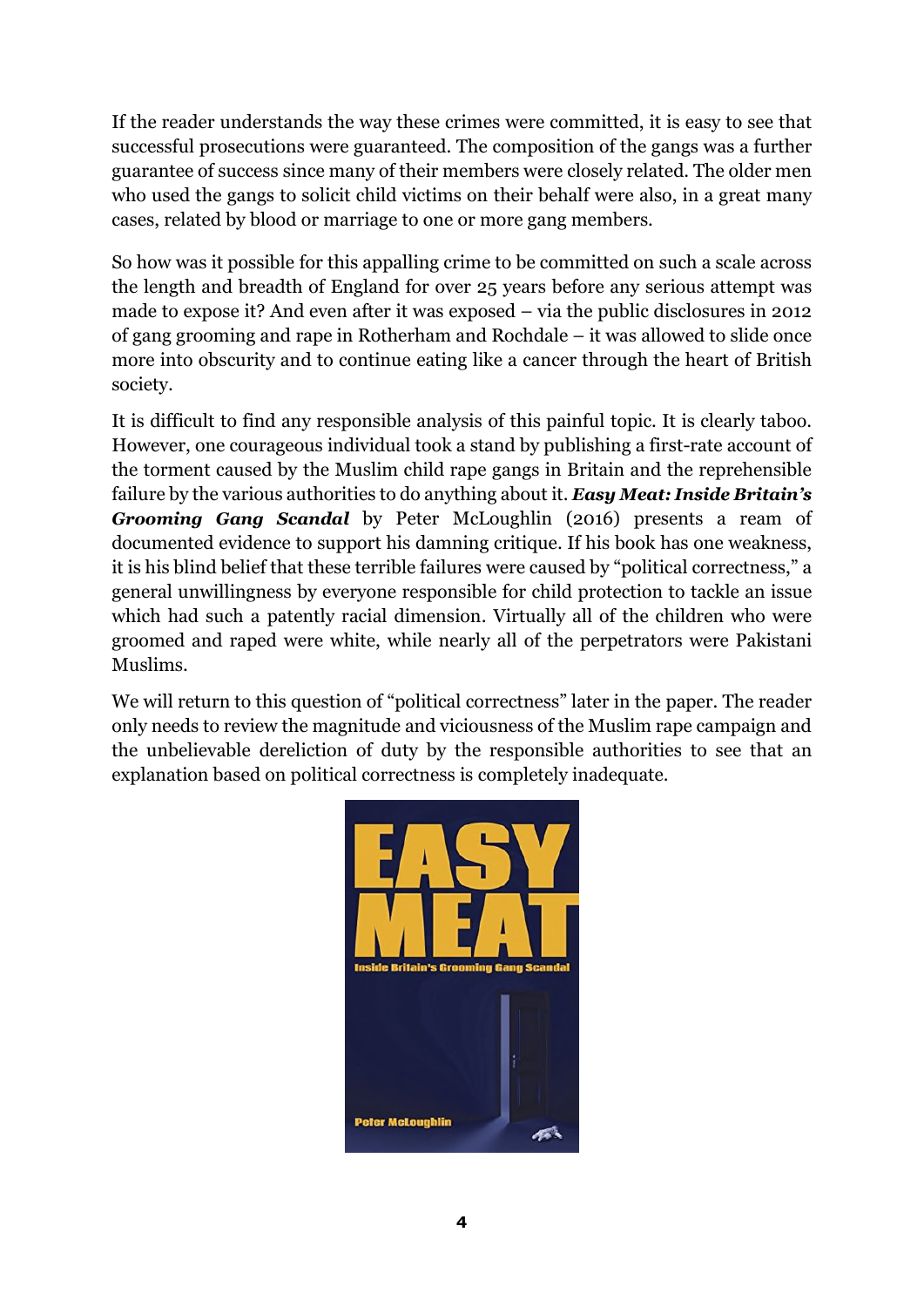If the reader understands the way these crimes were committed, it is easy to see that successful prosecutions were guaranteed. The composition of the gangs was a further guarantee of success since many of their members were closely related. The older men who used the gangs to solicit child victims on their behalf were also, in a great many cases, related by blood or marriage to one or more gang members.

So how was it possible for this appalling crime to be committed on such a scale across the length and breadth of England for over 25 years before any serious attempt was made to expose it? And even after it was exposed – via the public disclosures in 2012 of gang grooming and rape in Rotherham and Rochdale – it was allowed to slide once more into obscurity and to continue eating like a cancer through the heart of British society.

It is difficult to find any responsible analysis of this painful topic. It is clearly taboo. However, one courageous individual took a stand by publishing a first-rate account of the torment caused by the Muslim child rape gangs in Britain and the reprehensible failure by the various authorities to do anything about it. ***Easy Meat: Inside Britain's Grooming Gang Scandal*** by Peter McLoughlin (2016) presents a ream of documented evidence to support his damning critique. If his book has one weakness, it is his blind belief that these terrible failures were caused by "political correctness," a general unwillingness by everyone responsible for child protection to tackle an issue which had such a patently racial dimension. Virtually all of the children who were groomed and raped were white, while nearly all of the perpetrators were Pakistani Muslims.

We will return to this question of "political correctness" later in the paper. The reader only needs to review the magnitude and viciousness of the Muslim rape campaign and the unbelievable dereliction of duty by the responsible authorities to see that an explanation based on political correctness is completely inadequate.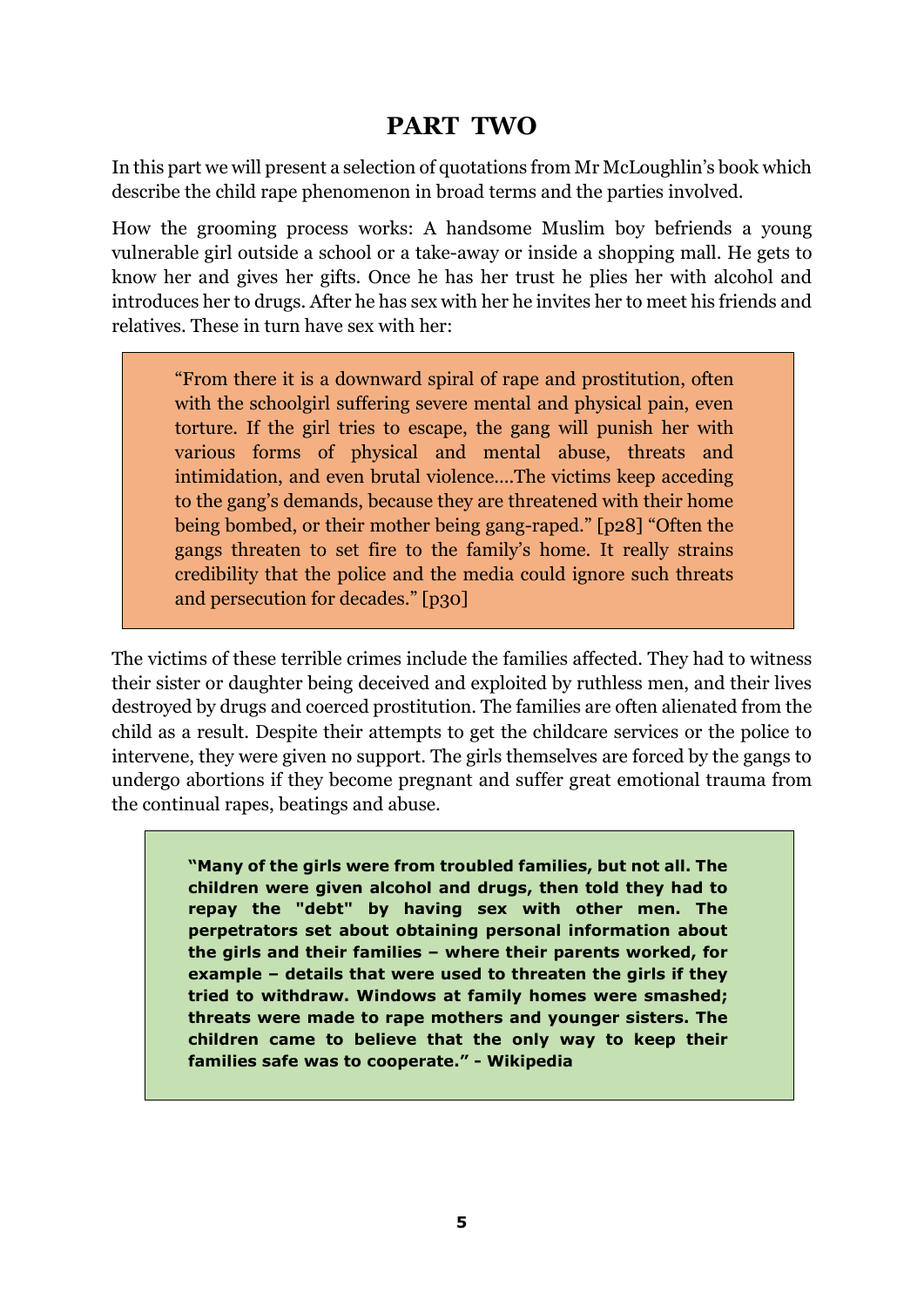## PART TWO

In this part we will present a selection of quotations from Mr McLoughlin's book which describe the child rape phenomenon in broad terms and the parties involved.

How the grooming process works: A handsome Muslim boy befriends a young vulnerable girl outside a school or a take-away or inside a shopping mall. He gets to know her and gives her gifts. Once he has her trust he plies her with alcohol and introduces her to drugs. After he has sex with her he invites her to meet his friends and relatives. These in turn have sex with her:

> "From there it is a downward spiral of rape and prostitution, often with the schoolgirl suffering severe mental and physical pain, even torture. If the girl tries to escape, the gang will punish her with various forms of physical and mental abuse, threats and intimidation, and even brutal violence....The victims keep acceding to the gang's demands, because they are threatened with their home being bombed, or their mother being gang-raped." [p28] "Often the gangs threaten to set fire to the family's home. It really strains credibility that the police and the media could ignore such threats and persecution for decades." [p30]

The victims of these terrible crimes include the families affected. They had to witness their sister or daughter being deceived and exploited by ruthless men, and their lives destroyed by drugs and coerced prostitution. The families are often alienated from the child as a result. Despite their attempts to get the childcare services or the police to intervene, they were given no support. The girls themselves are forced by the gangs to undergo abortions if they become pregnant and suffer great emotional trauma from the continual rapes, beatings and abuse.

> **"Many of the girls were from troubled families, but not all. The children were given alcohol and drugs, then told they had to repay the "debt" by having sex with other men. The perpetrators set about obtaining personal information about the girls and their families – where their parents worked, for example – details that were used to threaten the girls if they tried to withdraw. Windows at family homes were smashed; threats were made to rape mothers and younger sisters. The children came to believe that the only way to keep their families safe was to cooperate." - Wikipedia**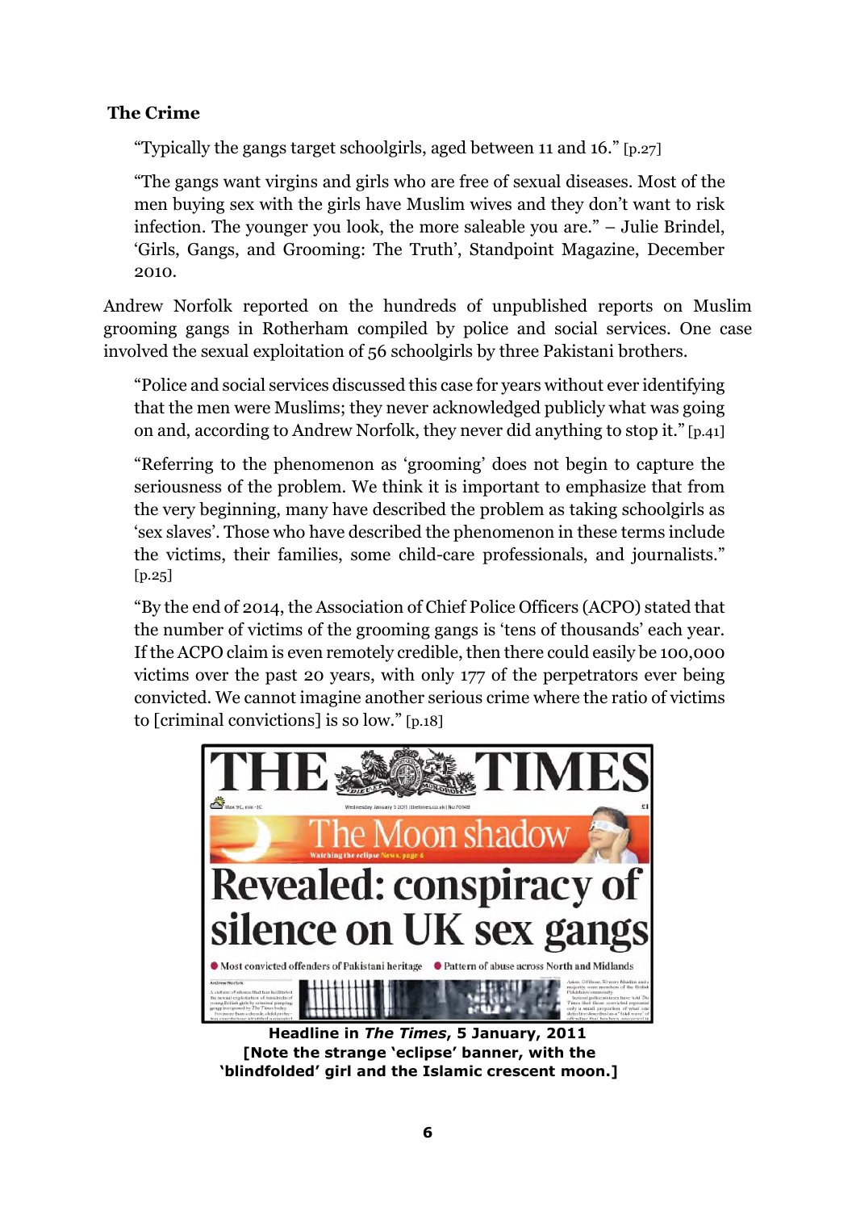## The Crime

> "Typically the gangs target schoolgirls, aged between 11 and 16." [p.27]

> "The gangs want virgins and girls who are free of sexual diseases. Most of the men buying sex with the girls have Muslim wives and they don't want to risk infection. The younger you look, the more saleable you are." – Julie Brindel, 'Girls, Gangs, and Grooming: The Truth', Standpoint Magazine, December 2010.

Andrew Norfolk reported on the hundreds of unpublished reports on Muslim grooming gangs in Rotherham compiled by police and social services. One case involved the sexual exploitation of 56 schoolgirls by three Pakistani brothers.

> "Police and social services discussed this case for years without ever identifying that the men were Muslims; they never acknowledged publicly what was going on and, according to Andrew Norfolk, they never did anything to stop it." [p.41]

> "Referring to the phenomenon as 'grooming' does not begin to capture the seriousness of the problem. We think it is important to emphasize that from the very beginning, many have described the problem as taking schoolgirls as 'sex slaves'. Those who have described the phenomenon in these terms include the victims, their families, some child-care professionals, and journalists." [p.25]

> "By the end of 2014, the Association of Chief Police Officers (ACPO) stated that the number of victims of the grooming gangs is 'tens of thousands' each year. If the ACPO claim is even remotely credible, then there could easily be 100,000 victims over the past 20 years, with only 177 of the perpetrators ever being convicted. We cannot imagine another serious crime where the ratio of victims to [criminal convictions] is so low." [p.18]

THE TIMES

The Moon shadow

Revealed: conspiracy of silence on UK sex gangs

● Most convicted offenders of Pakistani heritage ● Pattern of abuse across North and Midlands

**Headline in *The Times*, 5 January, 2011**
**[Note the strange 'eclipse' banner, with the 'blindfolded' girl and the Islamic crescent moon.]**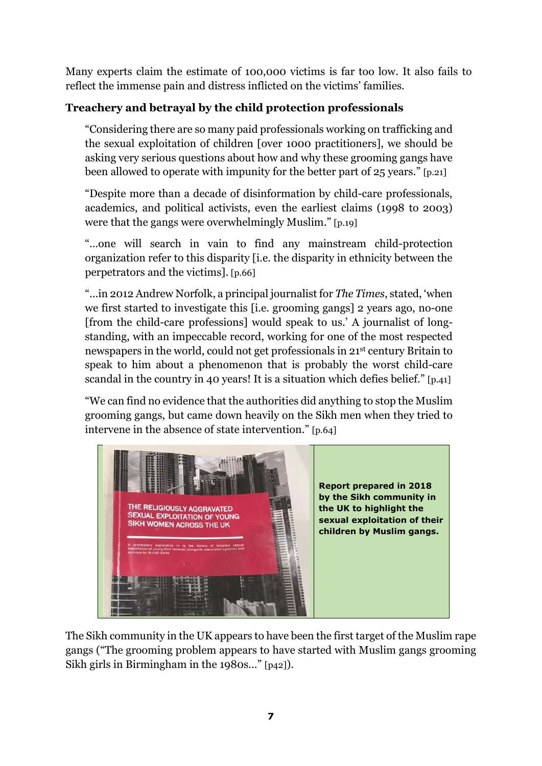Many experts claim the estimate of 100,000 victims is far too low. It also fails to reflect the immense pain and distress inflicted on the victims' families.

**Treachery and betrayal by the child protection professionals**

> "Considering there are so many paid professionals working on trafficking and the sexual exploitation of children [over 1000 practitioners], we should be asking very serious questions about how and why these grooming gangs have been allowed to operate with impunity for the better part of 25 years." [p.21]
>
> "Despite more than a decade of disinformation by child-care professionals, academics, and political activists, even the earliest claims (1998 to 2003) were that the gangs were overwhelmingly Muslim." [p.19]
>
> "…one will search in vain to find any mainstream child-protection organization refer to this disparity [i.e. the disparity in ethnicity between the perpetrators and the victims]. [p.66]
>
> "…in 2012 Andrew Norfolk, a principal journalist for *The Times*, stated, 'when we first started to investigate this [i.e. grooming gangs] 2 years ago, no-one [from the child-care professions] would speak to us.' A journalist of long-standing, with an impeccable record, working for one of the most respected newspapers in the world, could not get professionals in 21st century Britain to speak to him about a phenomenon that is probably the worst child-care scandal in the country in 40 years! It is a situation which defies belief." [p.41]
>
> "We can find no evidence that the authorities did anything to stop the Muslim grooming gangs, but came down heavily on the Sikh men when they tried to intervene in the absence of state intervention." [p.64]

THE RELIGIOUSLY AGGRAVATED SEXUAL EXPLOITATION OF YOUNG SIKH WOMEN ACROSS THE UK

A preliminary exploration in to the history of targeted sexual exploitation of young Sikh females, alongside associated agitation and activism by British Sikhs

**Report prepared in 2018 by the Sikh community in the UK to highlight the sexual exploitation of their children by Muslim gangs.**

The Sikh community in the UK appears to have been the first target of the Muslim rape gangs ("The grooming problem appears to have started with Muslim gangs grooming Sikh girls in Birmingham in the 1980s…" [p42]).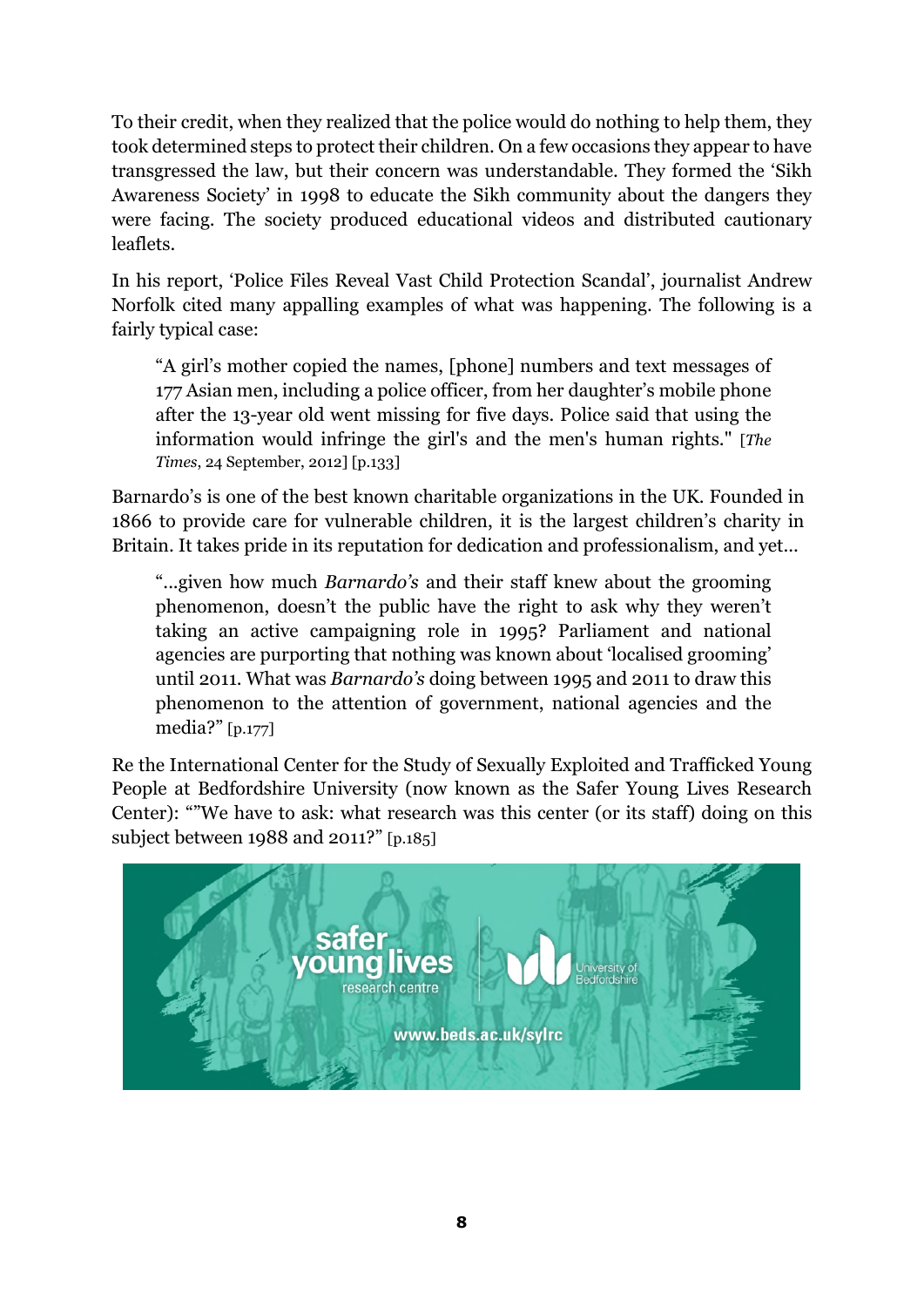To their credit, when they realized that the police would do nothing to help them, they took determined steps to protect their children. On a few occasions they appear to have transgressed the law, but their concern was understandable. They formed the 'Sikh Awareness Society' in 1998 to educate the Sikh community about the dangers they were facing. The society produced educational videos and distributed cautionary leaflets.

In his report, 'Police Files Reveal Vast Child Protection Scandal', journalist Andrew Norfolk cited many appalling examples of what was happening. The following is a fairly typical case:

> "A girl's mother copied the names, [phone] numbers and text messages of 177 Asian men, including a police officer, from her daughter's mobile phone after the 13-year old went missing for five days. Police said that using the information would infringe the girl's and the men's human rights." [*The Times*, 24 September, 2012] [p.133]

Barnardo's is one of the best known charitable organizations in the UK. Founded in 1866 to provide care for vulnerable children, it is the largest children's charity in Britain. It takes pride in its reputation for dedication and professionalism, and yet...

> "...given how much *Barnardo's* and their staff knew about the grooming phenomenon, doesn't the public have the right to ask why they weren't taking an active campaigning role in 1995? Parliament and national agencies are purporting that nothing was known about 'localised grooming' until 2011. What was *Barnardo's* doing between 1995 and 2011 to draw this phenomenon to the attention of government, national agencies and the media?" [p.177]

Re the International Center for the Study of Sexually Exploited and Trafficked Young People at Bedfordshire University (now known as the Safer Young Lives Research Center): ""We have to ask: what research was this center (or its staff) doing on this subject between 1988 and 2011?" [p.185]

safer young lives research centre | University of Bedfordshire

www.beds.ac.uk/sylrc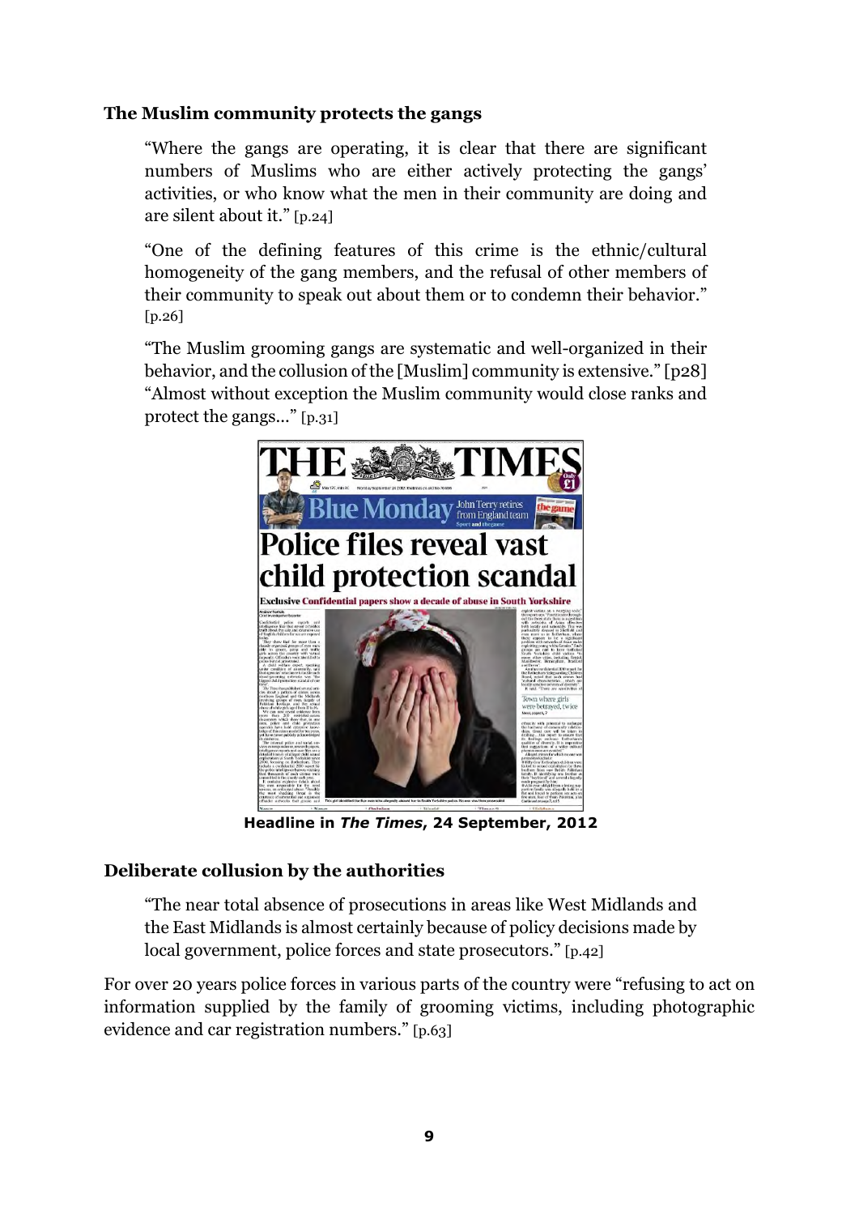**The Muslim community protects the gangs**

"Where the gangs are operating, it is clear that there are significant numbers of Muslims who are either actively protecting the gangs' activities, or who know what the men in their community are doing and are silent about it." [p.24]

"One of the defining features of this crime is the ethnic/cultural homogeneity of the gang members, and the refusal of other members of their community to speak out about them or to condemn their behavior." [p.26]

"The Muslim grooming gangs are systematic and well-organized in their behavior, and the collusion of the [Muslim] community is extensive." [p28] "Almost without exception the Muslim community would close ranks and protect the gangs..." [p.31]

**Headline in *The Times*, 24 September, 2012**

**Deliberate collusion by the authorities**

"The near total absence of prosecutions in areas like West Midlands and the East Midlands is almost certainly because of policy decisions made by local government, police forces and state prosecutors." [p.42]

For over 20 years police forces in various parts of the country were "refusing to act on information supplied by the family of grooming victims, including photographic evidence and car registration numbers." [p.63]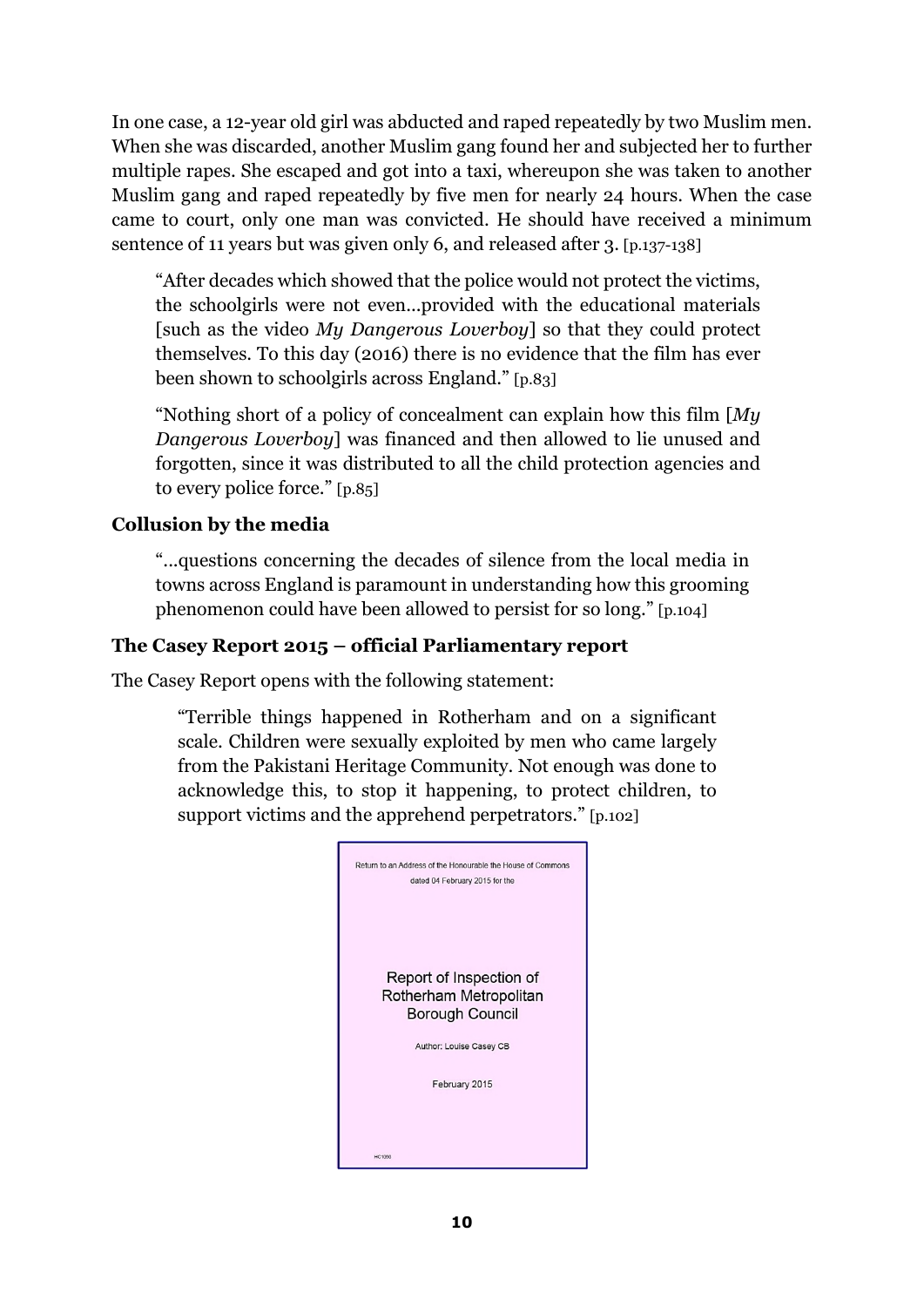In one case, a 12-year old girl was abducted and raped repeatedly by two Muslim men. When she was discarded, another Muslim gang found her and subjected her to further multiple rapes. She escaped and got into a taxi, whereupon she was taken to another Muslim gang and raped repeatedly by five men for nearly 24 hours. When the case came to court, only one man was convicted. He should have received a minimum sentence of 11 years but was given only 6, and released after 3. [p.137-138]

> "After decades which showed that the police would not protect the victims, the schoolgirls were not even…provided with the educational materials [such as the video *My Dangerous Loverboy*] so that they could protect themselves. To this day (2016) there is no evidence that the film has ever been shown to schoolgirls across England." [p.83]

> "Nothing short of a policy of concealment can explain how this film [*My Dangerous Loverboy*] was financed and then allowed to lie unused and forgotten, since it was distributed to all the child protection agencies and to every police force." [p.85]

**Collusion by the media**

> "…questions concerning the decades of silence from the local media in towns across England is paramount in understanding how this grooming phenomenon could have been allowed to persist for so long." [p.104]

**The Casey Report 2015 – official Parliamentary report**

The Casey Report opens with the following statement:

> "Terrible things happened in Rotherham and on a significant scale. Children were sexually exploited by men who came largely from the Pakistani Heritage Community. Not enough was done to acknowledge this, to stop it happening, to protect children, to support victims and the apprehend perpetrators." [p.102]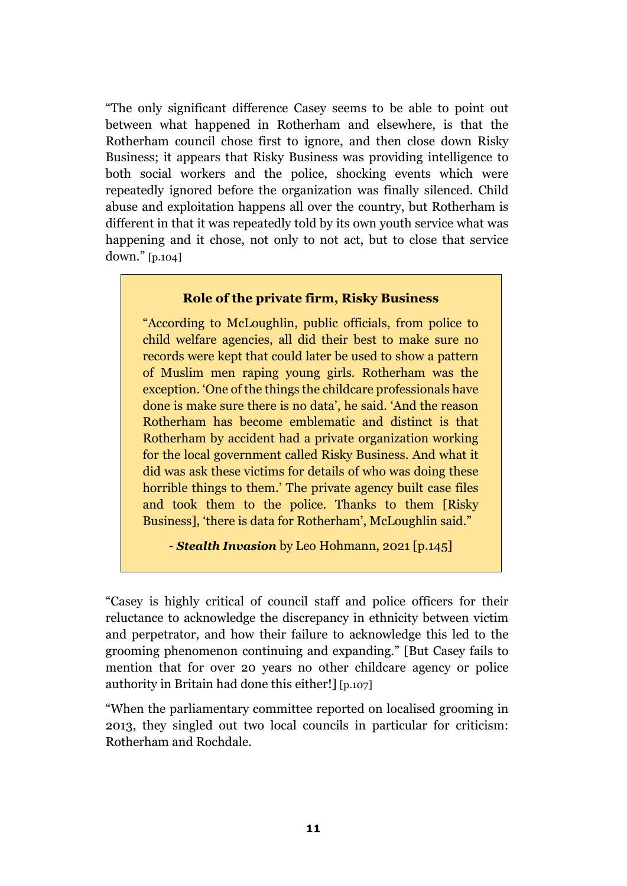"The only significant difference Casey seems to be able to point out between what happened in Rotherham and elsewhere, is that the Rotherham council chose first to ignore, and then close down Risky Business; it appears that Risky Business was providing intelligence to both social workers and the police, shocking events which were repeatedly ignored before the organization was finally silenced. Child abuse and exploitation happens all over the country, but Rotherham is different in that it was repeatedly told by its own youth service what was happening and it chose, not only to not act, but to close that service down." [p.104]

> **Role of the private firm, Risky Business**
>
> "According to McLoughlin, public officials, from police to child welfare agencies, all did their best to make sure no records were kept that could later be used to show a pattern of Muslim men raping young girls. Rotherham was the exception. 'One of the things the childcare professionals have done is make sure there is no data', he said. 'And the reason Rotherham has become emblematic and distinct is that Rotherham by accident had a private organization working for the local government called Risky Business. And what it did was ask these victims for details of who was doing these horrible things to them.' The private agency built case files and took them to the police. Thanks to them [Risky Business], 'there is data for Rotherham', McLoughlin said."
>
> \- ***Stealth Invasion*** by Leo Hohmann, 2021 [p.145]

"Casey is highly critical of council staff and police officers for their reluctance to acknowledge the discrepancy in ethnicity between victim and perpetrator, and how their failure to acknowledge this led to the grooming phenomenon continuing and expanding." [But Casey fails to mention that for over 20 years no other childcare agency or police authority in Britain had done this either!] [p.107]

"When the parliamentary committee reported on localised grooming in 2013, they singled out two local councils in particular for criticism: Rotherham and Rochdale.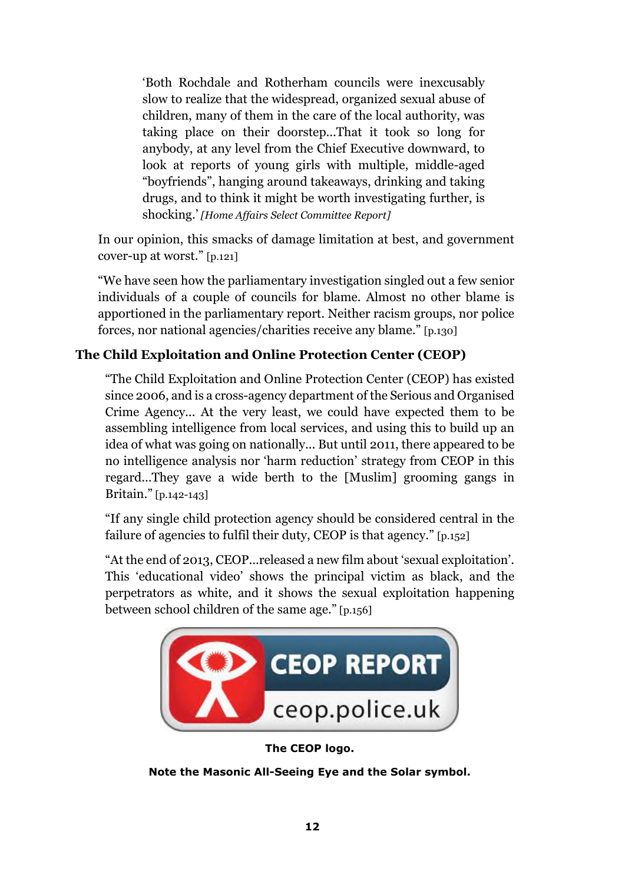'Both Rochdale and Rotherham councils were inexcusably slow to realize that the widespread, organized sexual abuse of children, many of them in the care of the local authority, was taking place on their doorstep...That it took so long for anybody, at any level from the Chief Executive downward, to look at reports of young girls with multiple, middle-aged "boyfriends", hanging around takeaways, drinking and taking drugs, and to think it might be worth investigating further, is shocking.' *[Home Affairs Select Committee Report]*

In our opinion, this smacks of damage limitation at best, and government cover-up at worst." [p.121]

"We have seen how the parliamentary investigation singled out a few senior individuals of a couple of councils for blame. Almost no other blame is apportioned in the parliamentary report. Neither racism groups, nor police forces, nor national agencies/charities receive any blame." [p.130]

### The Child Exploitation and Online Protection Center (CEOP)

"The Child Exploitation and Online Protection Center (CEOP) has existed since 2006, and is a cross-agency department of the Serious and Organised Crime Agency... At the very least, we could have expected them to be assembling intelligence from local services, and using this to build up an idea of what was going on nationally... But until 2011, there appeared to be no intelligence analysis nor 'harm reduction' strategy from CEOP in this regard...They gave a wide berth to the [Muslim] grooming gangs in Britain." [p.142-143]

"If any single child protection agency should be considered central in the failure of agencies to fulfil their duty, CEOP is that agency." [p.152]

"At the end of 2013, CEOP...released a new film about 'sexual exploitation'. This 'educational video' shows the principal victim as black, and the perpetrators as white, and it shows the sexual exploitation happening between school children of the same age." [p.156]

CEOP REPORT
ceop.police.uk

**The CEOP logo.**

**Note the Masonic All-Seeing Eye and the Solar symbol.**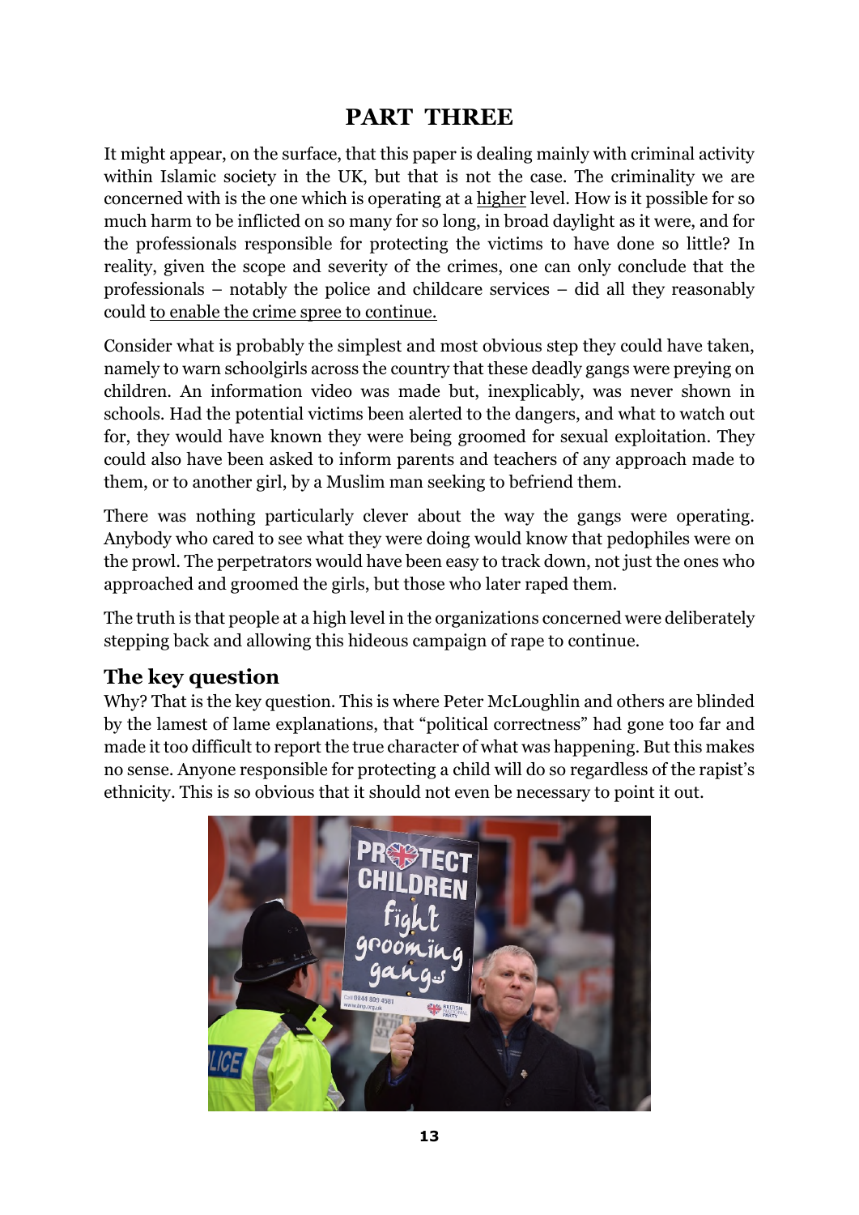# PART THREE

It might appear, on the surface, that this paper is dealing mainly with criminal activity within Islamic society in the UK, but that is not the case. The criminality we are concerned with is the one which is operating at a higher level. How is it possible for so much harm to be inflicted on so many for so long, in broad daylight as it were, and for the professionals responsible for protecting the victims to have done so little? In reality, given the scope and severity of the crimes, one can only conclude that the professionals – notably the police and childcare services – did all they reasonably could to enable the crime spree to continue.

Consider what is probably the simplest and most obvious step they could have taken, namely to warn schoolgirls across the country that these deadly gangs were preying on children. An information video was made but, inexplicably, was never shown in schools. Had the potential victims been alerted to the dangers, and what to watch out for, they would have known they were being groomed for sexual exploitation. They could also have been asked to inform parents and teachers of any approach made to them, or to another girl, by a Muslim man seeking to befriend them.

There was nothing particularly clever about the way the gangs were operating. Anybody who cared to see what they were doing would know that pedophiles were on the prowl. The perpetrators would have been easy to track down, not just the ones who approached and groomed the girls, but those who later raped them.

The truth is that people at a high level in the organizations concerned were deliberately stepping back and allowing this hideous campaign of rape to continue.

## The key question

Why? That is the key question. This is where Peter McLoughlin and others are blinded by the lamest of lame explanations, that "political correctness" had gone too far and made it too difficult to report the true character of what was happening. But this makes no sense. Anyone responsible for protecting a child will do so regardless of the rapist's ethnicity. This is so obvious that it should not even be necessary to point it out.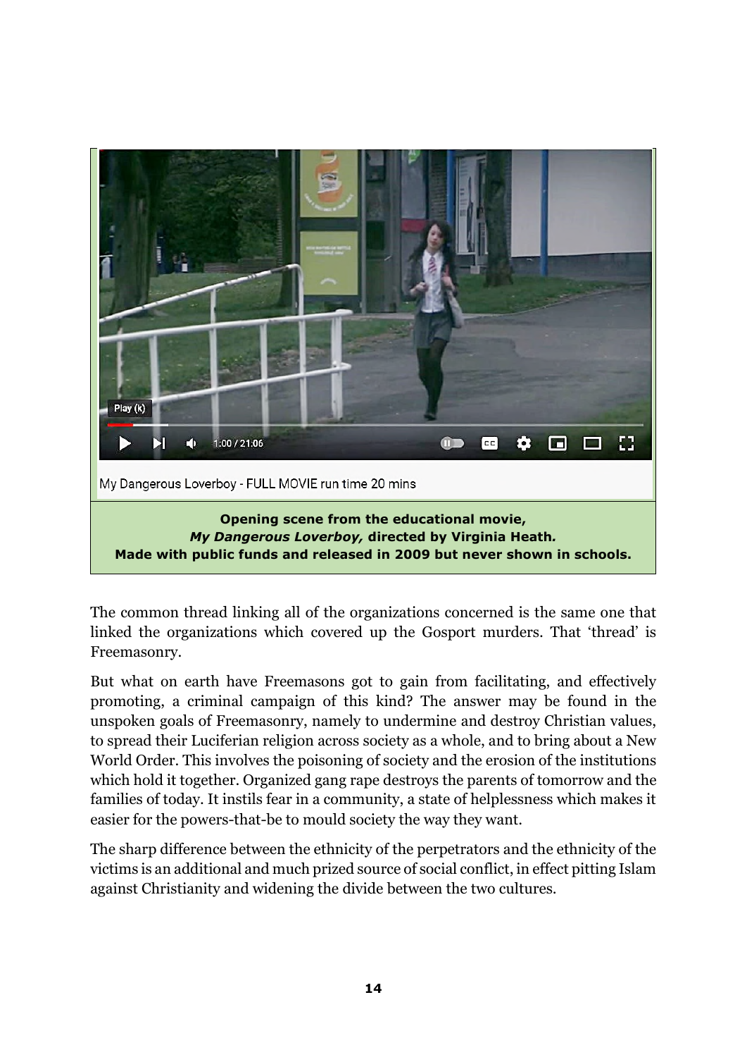My Dangerous Loverboy - FULL MOVIE run time 20 mins

**Opening scene from the educational movie,**
***My Dangerous Loverboy,* directed by Virginia Heath.**
**Made with public funds and released in 2009 but never shown in schools.**

The common thread linking all of the organizations concerned is the same one that linked the organizations which covered up the Gosport murders. That 'thread' is Freemasonry.

But what on earth have Freemasons got to gain from facilitating, and effectively promoting, a criminal campaign of this kind? The answer may be found in the unspoken goals of Freemasonry, namely to undermine and destroy Christian values, to spread their Luciferian religion across society as a whole, and to bring about a New World Order. This involves the poisoning of society and the erosion of the institutions which hold it together. Organized gang rape destroys the parents of tomorrow and the families of today. It instils fear in a community, a state of helplessness which makes it easier for the powers-that-be to mould society the way they want.

The sharp difference between the ethnicity of the perpetrators and the ethnicity of the victims is an additional and much prized source of social conflict, in effect pitting Islam against Christianity and widening the divide between the two cultures.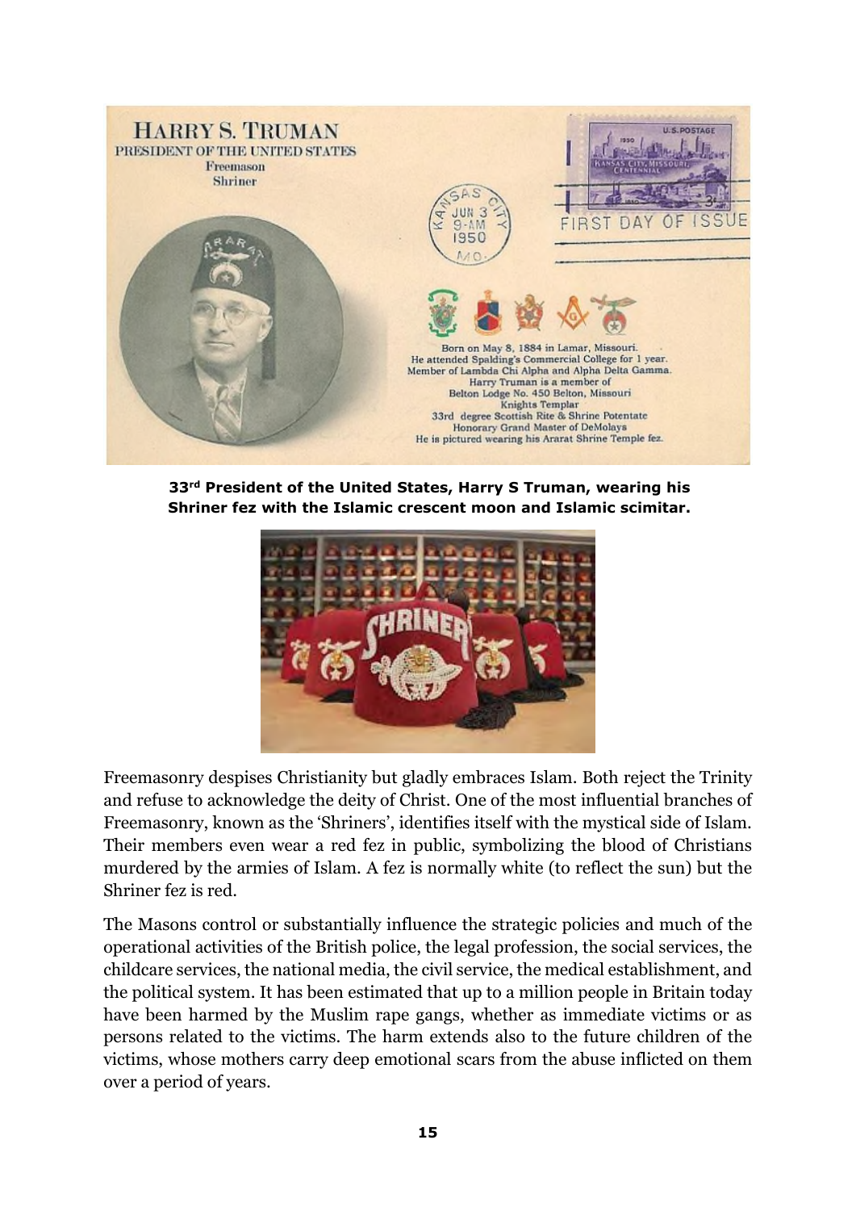**33rd President of the United States, Harry S Truman, wearing his Shriner fez with the Islamic crescent moon and Islamic scimitar.**

Freemasonry despises Christianity but gladly embraces Islam. Both reject the Trinity and refuse to acknowledge the deity of Christ. One of the most influential branches of Freemasonry, known as the 'Shriners', identifies itself with the mystical side of Islam. Their members even wear a red fez in public, symbolizing the blood of Christians murdered by the armies of Islam. A fez is normally white (to reflect the sun) but the Shriner fez is red.

The Masons control or substantially influence the strategic policies and much of the operational activities of the British police, the legal profession, the social services, the childcare services, the national media, the civil service, the medical establishment, and the political system. It has been estimated that up to a million people in Britain today have been harmed by the Muslim rape gangs, whether as immediate victims or as persons related to the victims. The harm extends also to the future children of the victims, whose mothers carry deep emotional scars from the abuse inflicted on them over a period of years.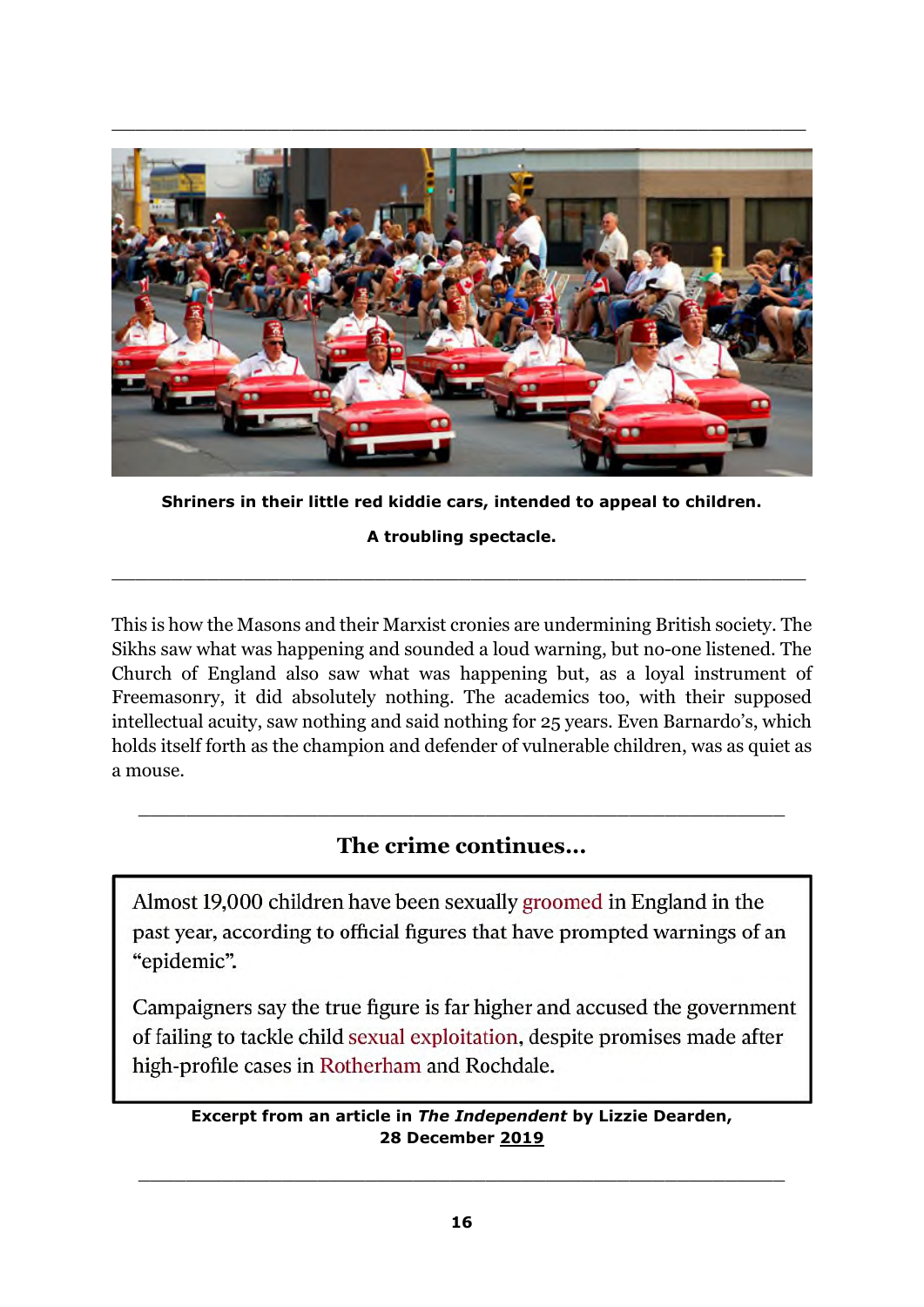**Shriners in their little red kiddie cars, intended to appeal to children.**

**A troubling spectacle.**

---

This is how the Masons and their Marxist cronies are undermining British society. The Sikhs saw what was happening and sounded a loud warning, but no-one listened. The Church of England also saw what was happening but, as a loyal instrument of Freemasonry, it did absolutely nothing. The academics too, with their supposed intellectual acuity, saw nothing and said nothing for 25 years. Even Barnardo's, which holds itself forth as the champion and defender of vulnerable children, was as quiet as a mouse.

---

## The crime continues...

> Almost 19,000 children have been sexually groomed in England in the past year, according to official figures that have prompted warnings of an "epidemic".
>
> Campaigners say the true figure is far higher and accused the government of failing to tackle child sexual exploitation, despite promises made after high-profile cases in Rotherham and Rochdale.

**Excerpt from an article in *The Independent* by Lizzie Dearden, 28 December 2019**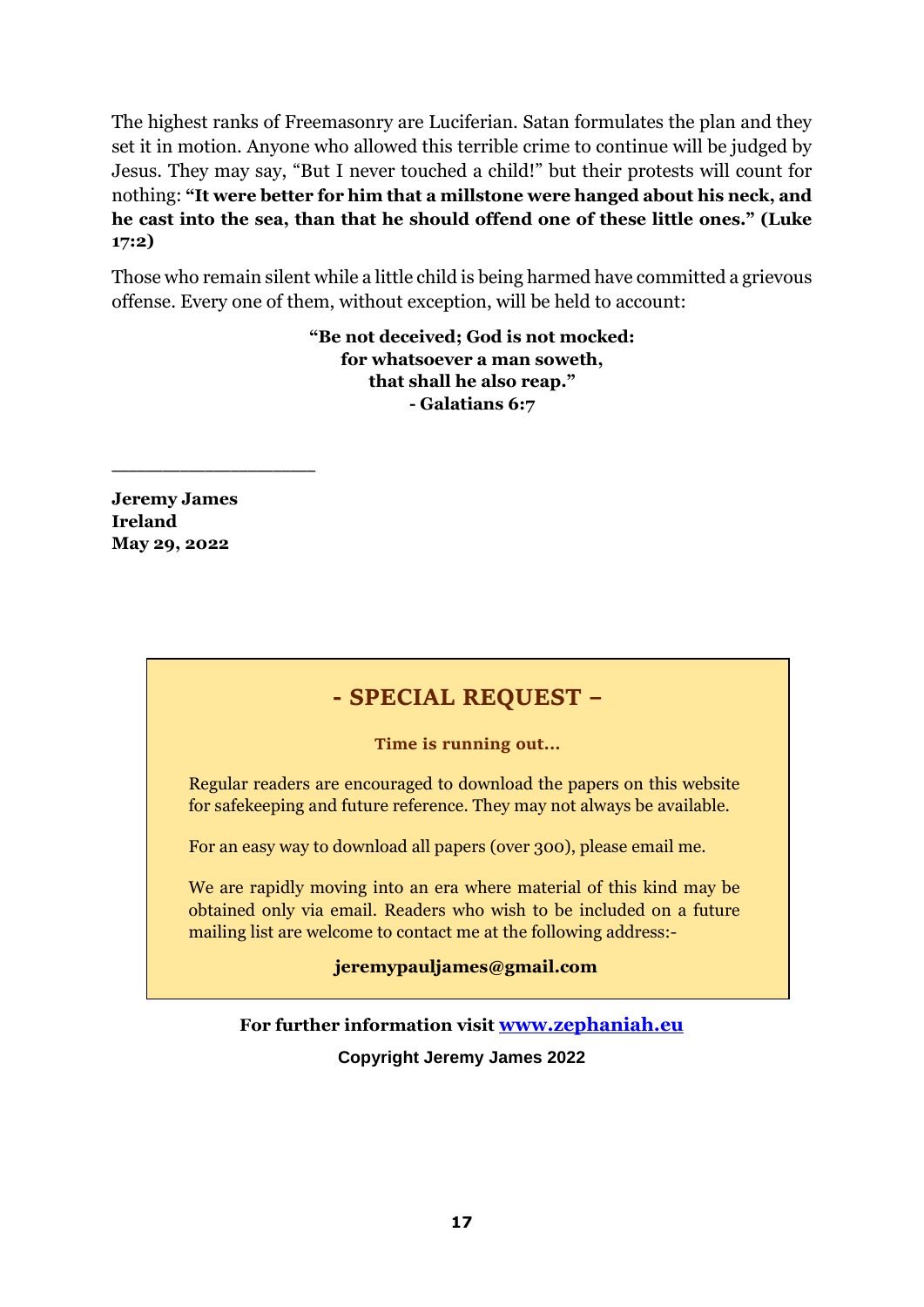The highest ranks of Freemasonry are Luciferian. Satan formulates the plan and they set it in motion. Anyone who allowed this terrible crime to continue will be judged by Jesus. They may say, "But I never touched a child!" but their protests will count for nothing: **"It were better for him that a millstone were hanged about his neck, and he cast into the sea, than that he should offend one of these little ones." (Luke 17:2)**

Those who remain silent while a little child is being harmed have committed a grievous offense. Every one of them, without exception, will be held to account:

**"Be not deceived; God is not mocked:**
**for whatsoever a man soweth,**
**that shall he also reap."**
**- Galatians 6:7**

\_\_\_\_\_\_\_\_\_\_\_\_\_\_\_\_\_\_

**Jeremy James**
**Ireland**
**May 29, 2022**

## - SPECIAL REQUEST –

**Time is running out…**

Regular readers are encouraged to download the papers on this website for safekeeping and future reference. They may not always be available.

For an easy way to download all papers (over 300), please email me.

We are rapidly moving into an era where material of this kind may be obtained only via email. Readers who wish to be included on a future mailing list are welcome to contact me at the following address:-

**jeremypauljames@gmail.com**

**For further information visit [www.zephaniah.eu](http://www.zephaniah.eu)**

**Copyright Jeremy James 2022**